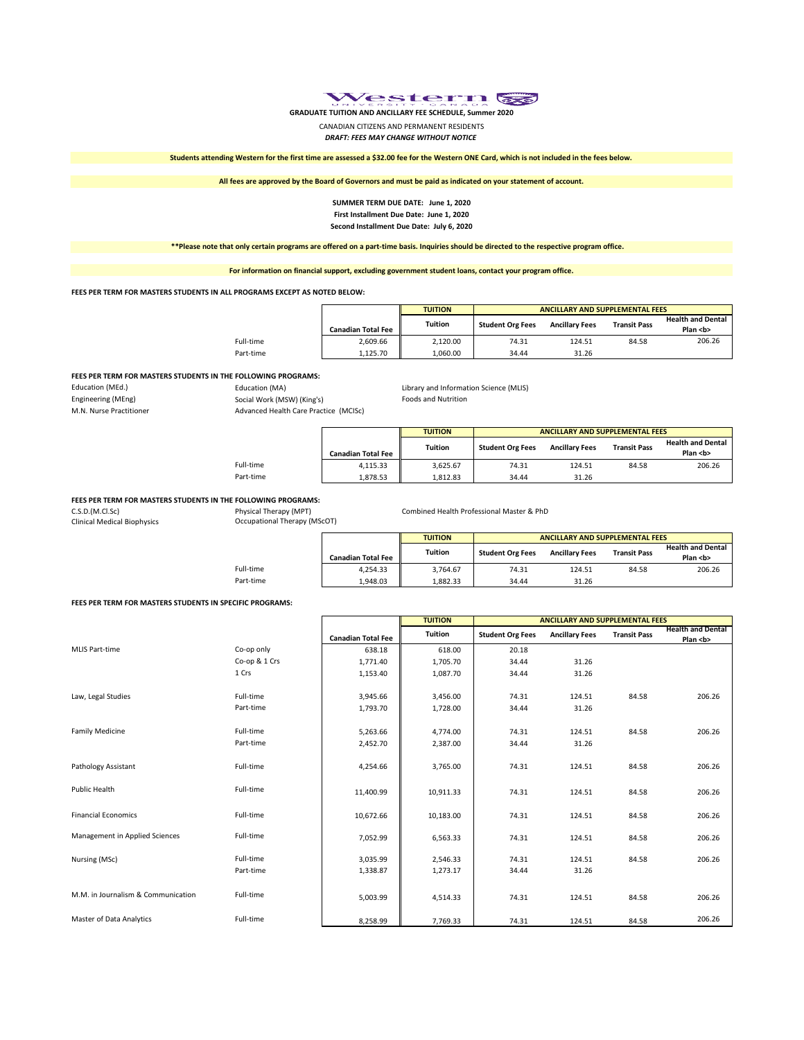Western UNIVERSITY · CANADA

**GRADUATE TUITION AND ANCILLARY FEE SCHEDULE, Summer 2020**

CANADIAN CITIZENS AND PERMANENT RESIDENTS

***DRAFT: FEES MAY CHANGE WITHOUT NOTICE***

**Students attending Western for the first time are assessed a $32.00 fee for the Western ONE Card, which is not included in the fees below.**

**All fees are approved by the Board of Governors and must be paid as indicated on your statement of account.**

**SUMMER TERM DUE DATE: June 1, 2020**
**First Installment Due Date: June 1, 2020**
**Second Installment Due Date: July 6, 2020**

****Please note that only certain programs are offered on a part-time basis. Inquiries should be directed to the respective program office.**

**For information on financial support, excluding government student loans, contact your program office.**

**FEES PER TERM FOR MASTERS STUDENTS IN ALL PROGRAMS EXCEPT AS NOTED BELOW:**

| | | TUITION | ANCILLARY AND SUPPLEMENTAL FEES | | | |
|---|---|---|---|---|---|---|
| | Canadian Total Fee | Tuition | Student Org Fees | Ancillary Fees | Transit Pass | Health and Dental Plan <b> |
| Full-time | 2,609.66 | 2,120.00 | 74.31 | 124.51 | 84.58 | 206.26 |
| Part-time | 1,125.70 | 1,060.00 | 34.44 | 31.26 | | |

**FEES PER TERM FOR MASTERS STUDENTS IN THE FOLLOWING PROGRAMS:**

Education (MEd.), Engineering (MEng), M.N. Nurse Practitioner, Education (MA), Social Work (MSW) (King's), Advanced Health Care Practice (MClSc), Library and Information Science (MLIS), Foods and Nutrition

| | | TUITION | ANCILLARY AND SUPPLEMENTAL FEES | | | |
|---|---|---|---|---|---|---|
| | Canadian Total Fee | Tuition | Student Org Fees | Ancillary Fees | Transit Pass | Health and Dental Plan <b> |
| Full-time | 4,115.33 | 3,625.67 | 74.31 | 124.51 | 84.58 | 206.26 |
| Part-time | 1,878.53 | 1,812.83 | 34.44 | 31.26 | | |

**FEES PER TERM FOR MASTERS STUDENTS IN THE FOLLOWING PROGRAMS:**

C.S.D.(M.Cl.Sc), Clinical Medical Biophysics, Physical Therapy (MPT), Occupational Therapy (MScOT), Combined Health Professional Master & PhD

| | | TUITION | ANCILLARY AND SUPPLEMENTAL FEES | | | |
|---|---|---|---|---|---|---|
| | Canadian Total Fee | Tuition | Student Org Fees | Ancillary Fees | Transit Pass | Health and Dental Plan <b> |
| Full-time | 4,254.33 | 3,764.67 | 74.31 | 124.51 | 84.58 | 206.26 |
| Part-time | 1,948.03 | 1,882.33 | 34.44 | 31.26 | | |

**FEES PER TERM FOR MASTERS STUDENTS IN SPECIFIC PROGRAMS:**

| | | | TUITION | ANCILLARY AND SUPPLEMENTAL FEES | | | |
|---|---|---|---|---|---|---|---|
| | | Canadian Total Fee | Tuition | Student Org Fees | Ancillary Fees | Transit Pass | Health and Dental Plan <b> |
| MLIS Part-time | Co-op only | 638.18 | 618.00 | 20.18 | | | |
| | Co-op & 1 Crs | 1,771.40 | 1,705.70 | 34.44 | 31.26 | | |
| | 1 Crs | 1,153.40 | 1,087.70 | 34.44 | 31.26 | | |
| Law, Legal Studies | Full-time | 3,945.66 | 3,456.00 | 74.31 | 124.51 | 84.58 | 206.26 |
| | Part-time | 1,793.70 | 1,728.00 | 34.44 | 31.26 | | |
| Family Medicine | Full-time | 5,263.66 | 4,774.00 | 74.31 | 124.51 | 84.58 | 206.26 |
| | Part-time | 2,452.70 | 2,387.00 | 34.44 | 31.26 | | |
| Pathology Assistant | Full-time | 4,254.66 | 3,765.00 | 74.31 | 124.51 | 84.58 | 206.26 |
| Public Health | Full-time | 11,400.99 | 10,911.33 | 74.31 | 124.51 | 84.58 | 206.26 |
| Financial Economics | Full-time | 10,672.66 | 10,183.00 | 74.31 | 124.51 | 84.58 | 206.26 |
| Management in Applied Sciences | Full-time | 7,052.99 | 6,563.33 | 74.31 | 124.51 | 84.58 | 206.26 |
| Nursing (MSc) | Full-time | 3,035.99 | 2,546.33 | 74.31 | 124.51 | 84.58 | 206.26 |
| | Part-time | 1,338.87 | 1,273.17 | 34.44 | 31.26 | | |
| M.M. in Journalism & Communication | Full-time | 5,003.99 | 4,514.33 | 74.31 | 124.51 | 84.58 | 206.26 |
| Master of Data Analytics | Full-time | 8,258.99 | 7,769.33 | 74.31 | 124.51 | 84.58 | 206.26 |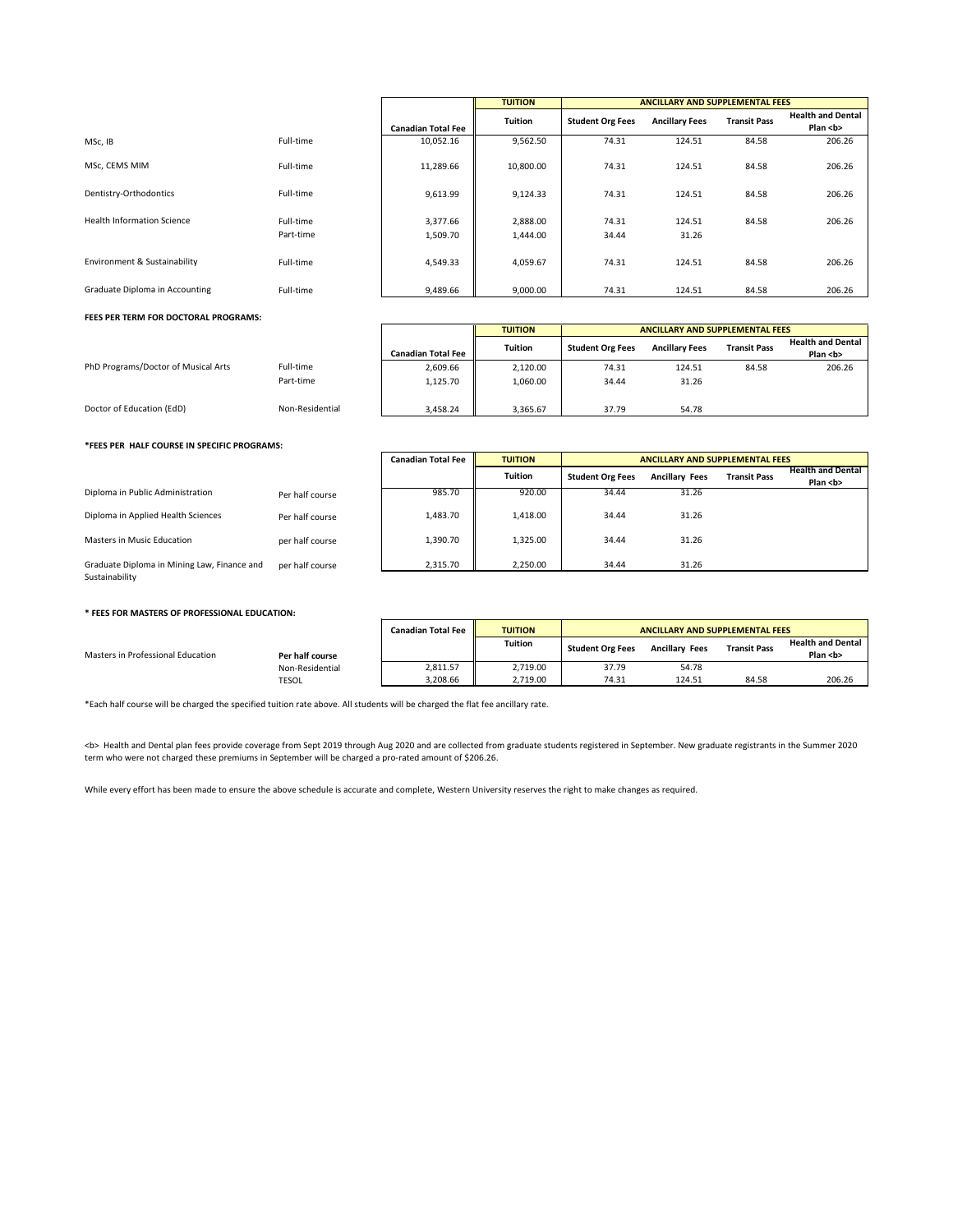| | | | TUITION | ANCILLARY AND SUPPLEMENTAL FEES | | | |
|---|---|---|---|---|---|---|---|
| | | Canadian Total Fee | Tuition | Student Org Fees | Ancillary Fees | Transit Pass | Health and Dental Plan <b> |
| MSc, IB | Full-time | 10,052.16 | 9,562.50 | 74.31 | 124.51 | 84.58 | 206.26 |
| MSc, CEMS MIM | Full-time | 11,289.66 | 10,800.00 | 74.31 | 124.51 | 84.58 | 206.26 |
| Dentistry-Orthodontics | Full-time | 9,613.99 | 9,124.33 | 74.31 | 124.51 | 84.58 | 206.26 |
| Health Information Science | Full-time | 3,377.66 | 2,888.00 | 74.31 | 124.51 | 84.58 | 206.26 |
| | Part-time | 1,509.70 | 1,444.00 | 34.44 | 31.26 | | |
| Environment & Sustainability | Full-time | 4,549.33 | 4,059.67 | 74.31 | 124.51 | 84.58 | 206.26 |
| Graduate Diploma in Accounting | Full-time | 9,489.66 | 9,000.00 | 74.31 | 124.51 | 84.58 | 206.26 |

**FEES PER TERM FOR DOCTORAL PROGRAMS:**

| | | | TUITION | ANCILLARY AND SUPPLEMENTAL FEES | | | |
|---|---|---|---|---|---|---|---|
| | | Canadian Total Fee | Tuition | Student Org Fees | Ancillary Fees | Transit Pass | Health and Dental Plan <b> |
| PhD Programs/Doctor of Musical Arts | Full-time | 2,609.66 | 2,120.00 | 74.31 | 124.51 | 84.58 | 206.26 |
| | Part-time | 1,125.70 | 1,060.00 | 34.44 | 31.26 | | |
| Doctor of Education (EdD) | Non-Residential | 3,458.24 | 3,365.67 | 37.79 | 54.78 | | |

**\*FEES PER HALF COURSE IN SPECIFIC PROGRAMS:**

| | | Canadian Total Fee | TUITION | ANCILLARY AND SUPPLEMENTAL FEES | | | |
|---|---|---|---|---|---|---|---|
| | | | Tuition | Student Org Fees | Ancillary Fees | Transit Pass | Health and Dental Plan <b> |
| Diploma in Public Administration | Per half course | 985.70 | 920.00 | 34.44 | 31.26 | | |
| Diploma in Applied Health Sciences | Per half course | 1,483.70 | 1,418.00 | 34.44 | 31.26 | | |
| Masters in Music Education | per half course | 1,390.70 | 1,325.00 | 34.44 | 31.26 | | |
| Graduate Diploma in Mining Law, Finance and Sustainability | per half course | 2,315.70 | 2,250.00 | 34.44 | 31.26 | | |

**\* FEES FOR MASTERS OF PROFESSIONAL EDUCATION:**

| | | Canadian Total Fee | TUITION | ANCILLARY AND SUPPLEMENTAL FEES | | | |
|---|---|---|---|---|---|---|---|
| Masters in Professional Education | Per half course | | Tuition | Student Org Fees | Ancillary Fees | Transit Pass | Health and Dental Plan <b> |
| | Non-Residential | 2,811.57 | 2,719.00 | 37.79 | 54.78 | | |
| | TESOL | 3,208.66 | 2,719.00 | 74.31 | 124.51 | 84.58 | 206.26 |

*Each half course will be charged the specified tuition rate above. All students will be charged the flat fee ancillary rate.

<b> Health and Dental plan fees provide coverage from Sept 2019 through Aug 2020 and are collected from graduate students registered in September. New graduate registrants in the Summer 2020 term who were not charged these premiums in September will be charged a pro-rated amount of $206.26.

While every effort has been made to ensure the above schedule is accurate and complete, Western University reserves the right to make changes as required.